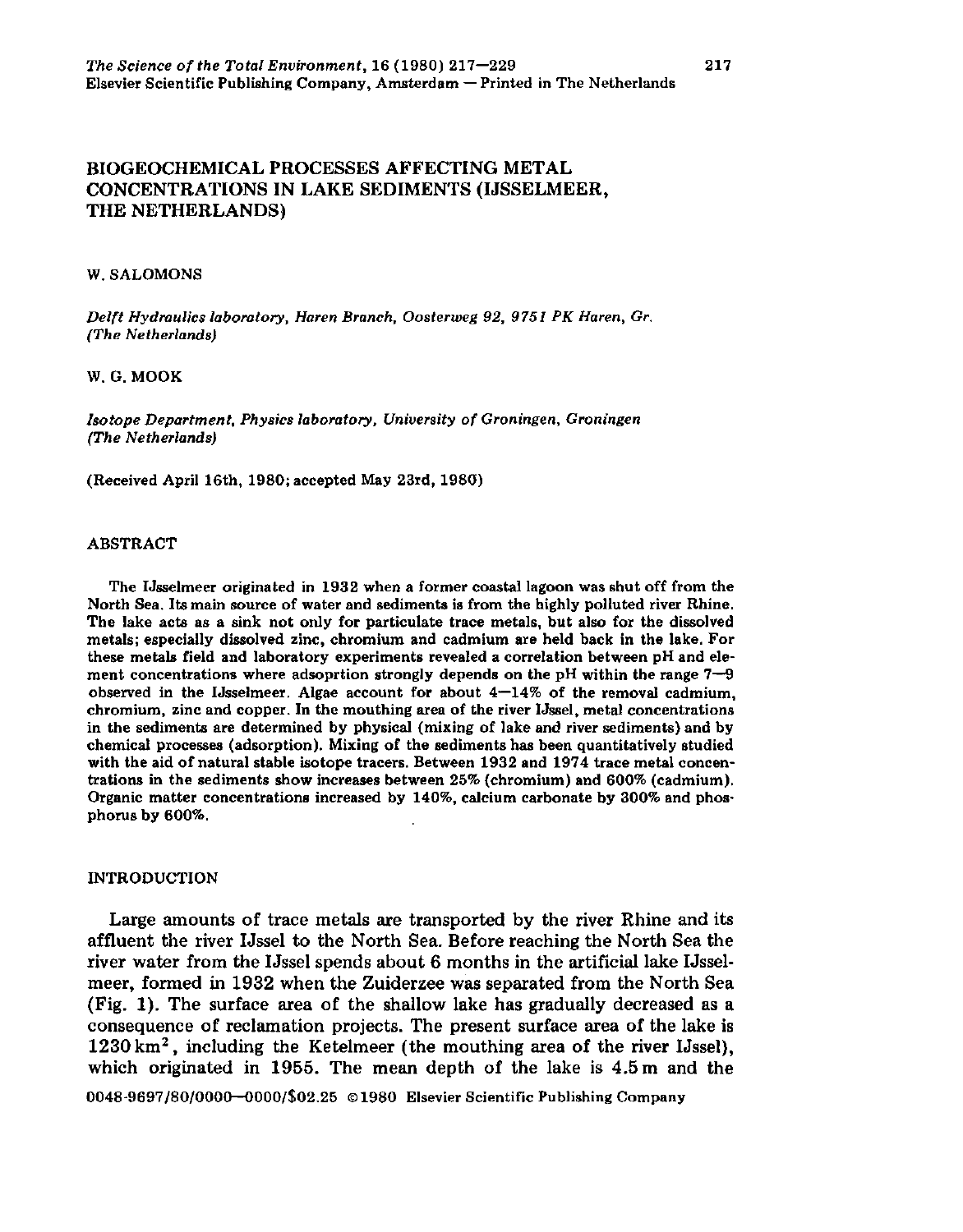# BIOGEOCHEMICAL PROCESSES AFFECTING METAL CONCENTRATIONS IN LAKE SEDIMENTS (IJSSELMEER, THE NETHERLANDS)

W. SALOMONS

*Delft Hydraulics laboratory, Haren Branch, Oosterweg 92, 9751 PK Haren, Gr. (The Netherlands)*

W. G. MOOK

*Isotope Department, Physics laboratory, University of Groningen, Groningen (The Netherlands)*

(Received April 16th, 1980; accepted May 23rd, 1980)

## ABSTRACT

The IJsselmeer originated in 1932 when a former coastal lagoon was shut off from the North Sea. Its main source of water and sediments is from the highly polluted river Rhine. The lake acts as a sink not only for particulate trace metals, but also for the dissolved metals; especially dissolved zinc, chromium and cadmium are held back in the lake. For these metals field and laboratory experiments revealed a correlation between pH and element concentrations where adsoprtion strongly depends on the pH within the range 7—9 observed in the IJsselmeer. Algae account for about 4—14% of the removal cadmium, chromium, zinc and copper. In the mouthing area of the river IJssel, metal concentrations in the sediments are determined by physical (mixing of lake and river sediments) and by chemical processes (adsorption). Mixing of the sediments has been quantitatively studied with the aid of natural stable isotope tracers. Between 1932 and 1974 trace metal concentrations in the sediments show increases between 25% (chromium) and 600% (cadmium). Organic matter concentrations increased by 140%, calcium carbonate by 300% and phosphorus by 600%.

## INTRODUCTION

Large amounts of trace metals are transported by the river Rhine and its affluent the river IJssel to the North Sea. Before reaching the North Sea the river water from the IJssel spends about 6 months in the artificial lake IJsselmeer, formed in 1932 when the Zuiderzee was separated from the North Sea (Fig. 1). The surface area of the shallow lake has gradually decreased as a consequence of reclamation projects. The present surface area of the lake is $1230\,km^2$, including the Ketelmeer (the mouthing area of the river IJssel), which originated in 1955. The mean depth of the lake is 4.5 m and the

0048-9697/80/0000—0000/$02.25 ©1980 Elsevier Scientific Publishing Company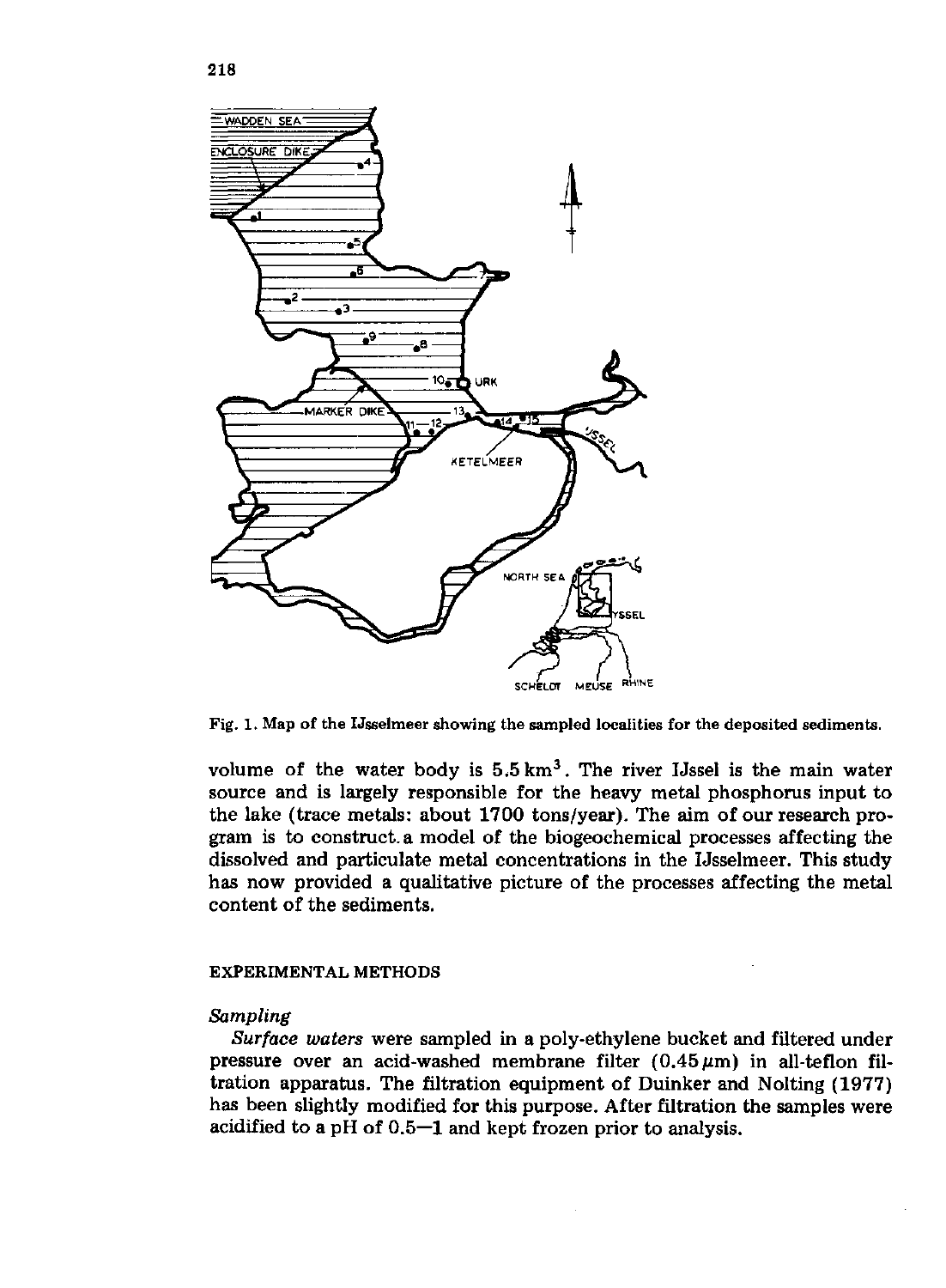Fig. 1. Map of the IJsselmeer showing the sampled localities for the deposited sediments.

volume of the water body is 5.5 $km^3$. The river IJssel is the main water source and is largely responsible for the heavy metal phosphorus input to the lake (trace metals: about 1700 tons/year). The aim of our research program is to construct a model of the biogeochemical processes affecting the dissolved and particulate metal concentrations in the IJsselmeer. This study has now provided a qualitative picture of the processes affecting the metal content of the sediments.

## EXPERIMENTAL METHODS

### *Sampling*

*Surface waters* were sampled in a poly-ethylene bucket and filtered under pressure over an acid-washed membrane filter (0.45 μm) in all-teflon filtration apparatus. The filtration equipment of Duinker and Nolting (1977) has been slightly modified for this purpose. After filtration the samples were acidified to a pH of 0.5—1 and kept frozen prior to analysis.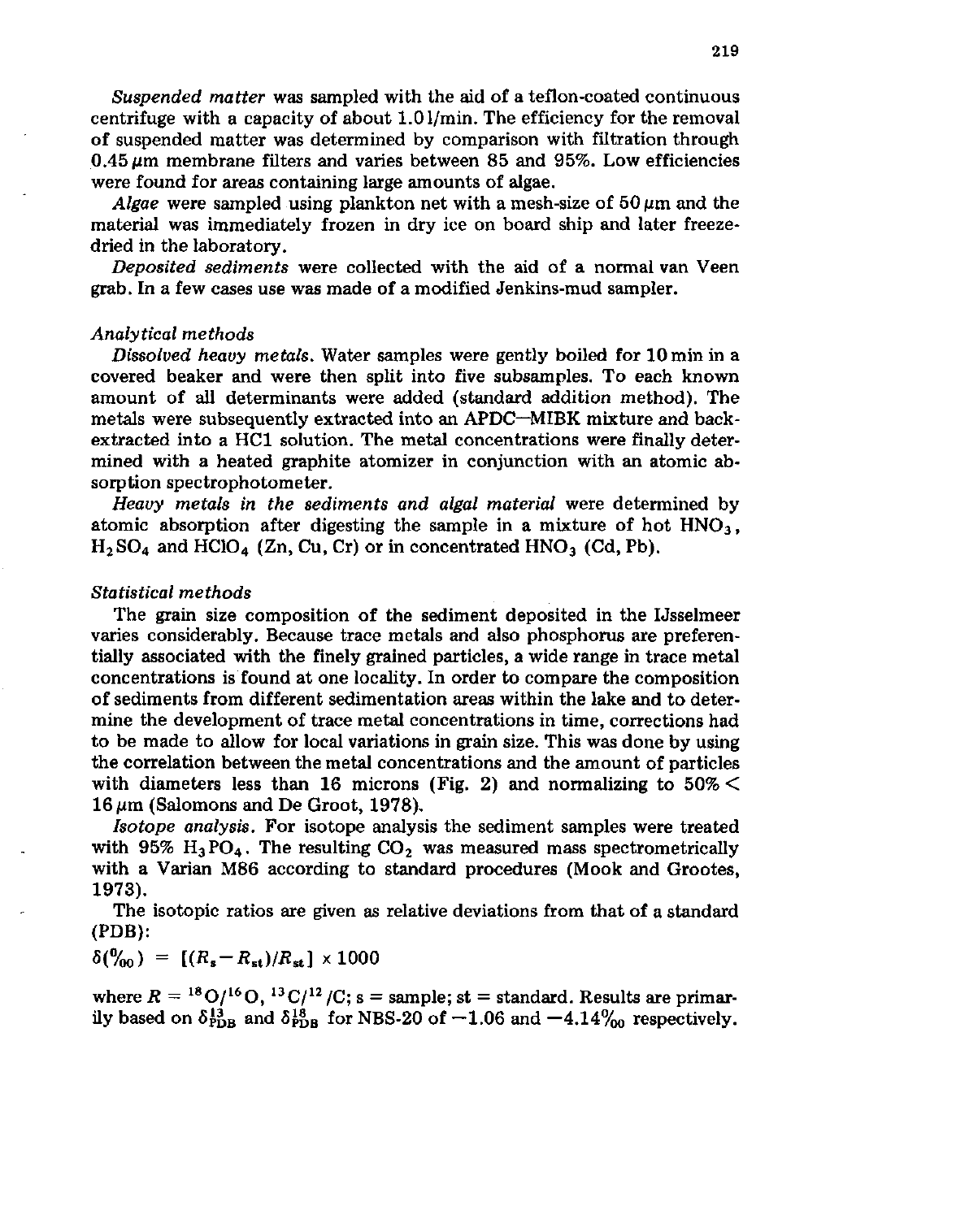*Suspended matter* was sampled with the aid of a teflon-coated continuous centrifuge with a capacity of about 1.0 l/min. The efficiency for the removal of suspended matter was determined by comparison with filtration through 0.45 μm membrane filters and varies between 85 and 95%. Low efficiencies were found for areas containing large amounts of algae.

*Algae* were sampled using plankton net with a mesh-size of 50 μm and the material was immediately frozen in dry ice on board ship and later freeze-dried in the laboratory.

*Deposited sediments* were collected with the aid of a normal van Veen grab. In a few cases use was made of a modified Jenkins-mud sampler.

### *Analytical methods*

*Dissolved heavy metals.* Water samples were gently boiled for 10 min in a covered beaker and were then split into five subsamples. To each known amount of all determinants were added (standard addition method). The metals were subsequently extracted into an APDC—MIBK mixture and back-extracted into a HCl solution. The metal concentrations were finally determined with a heated graphite atomizer in conjunction with an atomic absorption spectrophotometer.

*Heavy metals in the sediments and algal material* were determined by atomic absorption after digesting the sample in a mixture of hot $HNO_3$, $H_2SO_4$ and $HClO_4$ (Zn, Cu, Cr) or in concentrated $HNO_3$ (Cd, Pb).

### *Statistical methods*

The grain size composition of the sediment deposited in the IJsselmeer varies considerably. Because trace metals and also phosphorus are preferentially associated with the finely grained particles, a wide range in trace metal concentrations is found at one locality. In order to compare the composition of sediments from different sedimentation areas within the lake and to determine the development of trace metal concentrations in time, corrections had to be made to allow for local variations in grain size. This was done by using the correlation between the metal concentrations and the amount of particles with diameters less than 16 microns (Fig. 2) and normalizing to 50% < 16 μm (Salomons and De Groot, 1978).

*Isotope analysis.* For isotope analysis the sediment samples were treated with 95% $H_3PO_4$. The resulting $CO_2$ was measured mass spectrometrically with a Varian M86 according to standard procedures (Mook and Grootes, 1973).

The isotopic ratios are given as relative deviations from that of a standard (PDB):

$$\delta(‰) = [(R_s - R_{st})/R_{st}] \times 1000$$

where $R = {}^{18}O/{}^{16}O$, ${}^{13}C/{}^{12}C$; s = sample; st = standard. Results are primarily based on $\delta^{13}_{PDB}$ and $\delta^{18}_{PDB}$ for NBS-20 of −1.06 and −4.14‰ respectively.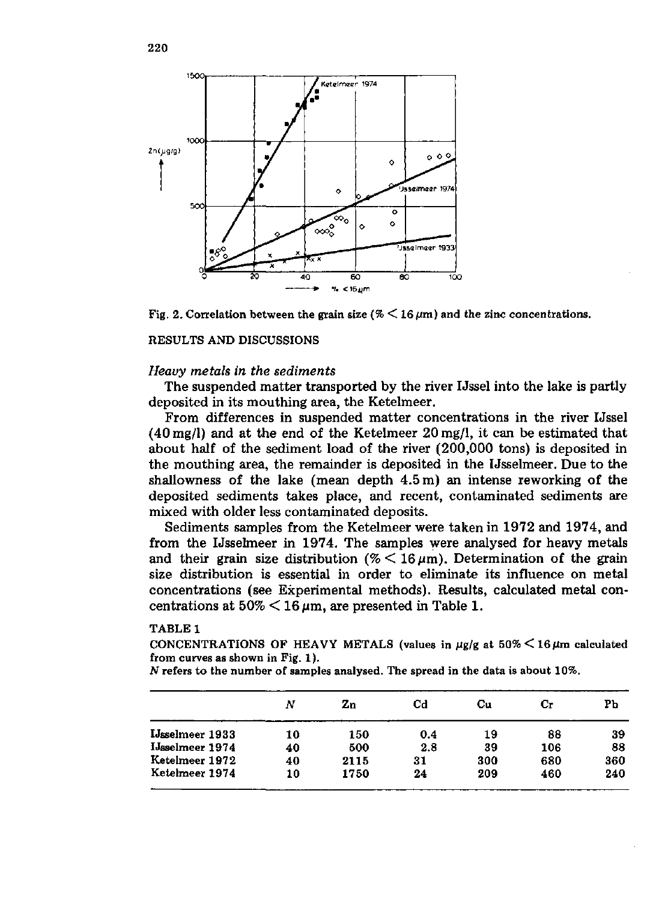Fig. 2. Correlation between the grain size (% $< 16\,\mu m$) and the zinc concentrations.

## RESULTS AND DISCUSSIONS

### *Heavy metals in the sediments*

The suspended matter transported by the river IJssel into the lake is partly deposited in its mouthing area, the Ketelmeer.

From differences in suspended matter concentrations in the river IJssel (40 mg/l) and at the end of the Ketelmeer 20 mg/l, it can be estimated that about half of the sediment load of the river (200,000 tons) is deposited in the mouthing area, the remainder is deposited in the IJsselmeer. Due to the shallowness of the lake (mean depth 4.5 m) an intense reworking of the deposited sediments takes place, and recent, contaminated sediments are mixed with older less contaminated deposits.

Sediments samples from the Ketelmeer were taken in 1972 and 1974, and from the IJsselmeer in 1974. The samples were analysed for heavy metals and their grain size distribution (% $< 16\,\mu m$). Determination of the grain size distribution is essential in order to eliminate its influence on metal concentrations (see Experimental methods). Results, calculated metal concentrations at 50% $< 16\,\mu m$, are presented in Table 1.

TABLE 1

CONCENTRATIONS OF HEAVY METALS (values in $\mu g/g$ at 50% $< 16\,\mu m$ calculated from curves as shown in Fig. 1).

$N$ refers to the number of samples analysed. The spread in the data is about 10%.

| | $N$ | Zn | Cd | Cu | Cr | Pb |
|---|---|---|---|---|---|---|
| IJsselmeer 1933 | 10 | 150 | 0.4 | 19 | 88 | 39 |
| IJsselmeer 1974 | 40 | 500 | 2.8 | 39 | 106 | 88 |
| Ketelmeer 1972 | 40 | 2115 | 31 | 300 | 680 | 360 |
| Ketelmeer 1974 | 10 | 1750 | 24 | 209 | 460 | 240 |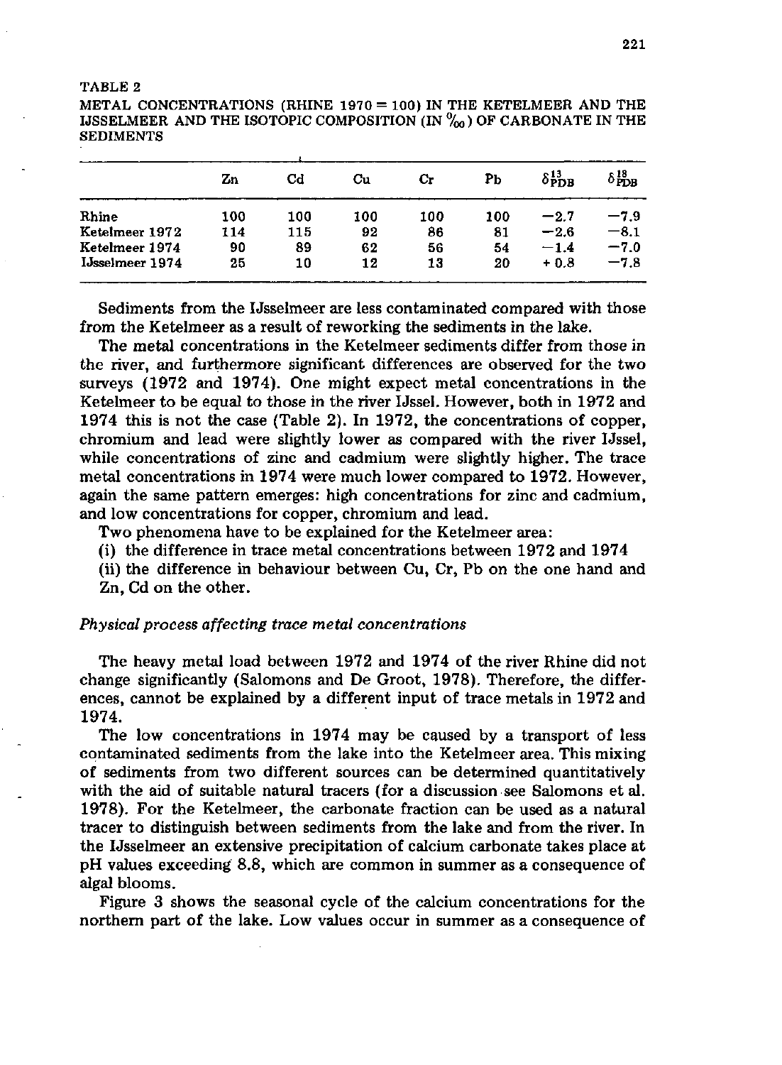TABLE 2

METAL CONCENTRATIONS (RHINE 1970 = 100) IN THE KETELMEER AND THE IJSSELMEER AND THE ISOTOPIC COMPOSITION (IN ‰) OF CARBONATE IN THE SEDIMENTS

| | Zn | Cd | Cu | Cr | Pb | $\delta^{13}_{PDB}$ | $\delta^{18}_{PDB}$ |
|---|---|---|---|---|---|---|---|
| Rhine | 100 | 100 | 100 | 100 | 100 | −2.7 | −7.9 |
| Ketelmeer 1972 | 114 | 115 | 92 | 86 | 81 | −2.6 | −8.1 |
| Ketelmeer 1974 | 90 | 89 | 62 | 56 | 54 | −1.4 | −7.0 |
| IJsselmeer 1974 | 25 | 10 | 12 | 13 | 20 | + 0.8 | −7.8 |

Sediments from the IJsselmeer are less contaminated compared with those from the Ketelmeer as a result of reworking the sediments in the lake.

The metal concentrations in the Ketelmeer sediments differ from those in the river, and furthermore significant differences are observed for the two surveys (1972 and 1974). One might expect metal concentrations in the Ketelmeer to be equal to those in the river IJssel. However, both in 1972 and 1974 this is not the case (Table 2). In 1972, the concentrations of copper, chromium and lead were slightly lower as compared with the river IJssel, while concentrations of zinc and cadmium were slightly higher. The trace metal concentrations in 1974 were much lower compared to 1972. However, again the same pattern emerges: high concentrations for zinc and cadmium, and low concentrations for copper, chromium and lead.

Two phenomena have to be explained for the Ketelmeer area:

(i) the difference in trace metal concentrations between 1972 and 1974

(ii) the difference in behaviour between Cu, Cr, Pb on the one hand and Zn, Cd on the other.

*Physical process affecting trace metal concentrations*

The heavy metal load between 1972 and 1974 of the river Rhine did not change significantly (Salomons and De Groot, 1978). Therefore, the differences, cannot be explained by a different input of trace metals in 1972 and 1974.

The low concentrations in 1974 may be caused by a transport of less contaminated sediments from the lake into the Ketelmeer area. This mixing of sediments from two different sources can be determined quantitatively with the aid of suitable natural tracers (for a discussion see Salomons et al. 1978). For the Ketelmeer, the carbonate fraction can be used as a natural tracer to distinguish between sediments from the lake and from the river. In the IJsselmeer an extensive precipitation of calcium carbonate takes place at pH values exceeding 8.8, which are common in summer as a consequence of algal blooms.

Figure 3 shows the seasonal cycle of the calcium concentrations for the northern part of the lake. Low values occur in summer as a consequence of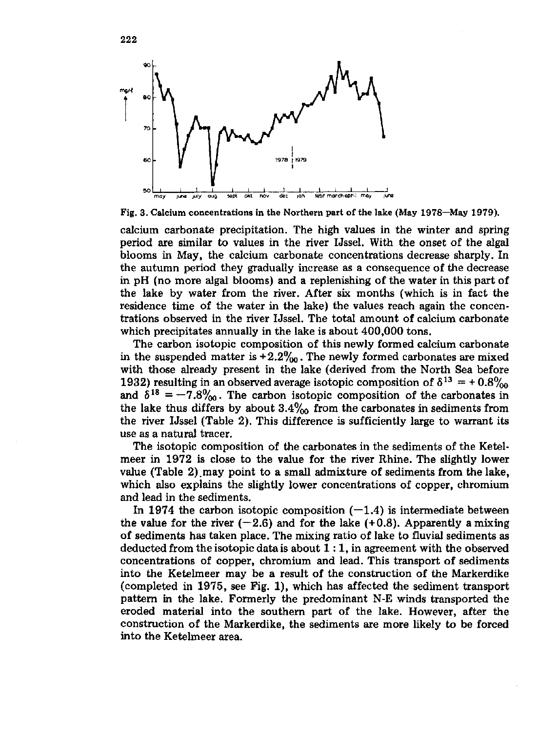Fig. 3. Calcium concentrations in the Northern part of the lake (May 1978—May 1979).

calcium carbonate precipitation. The high values in the winter and spring period are similar to values in the river IJssel. With the onset of the algal blooms in May, the calcium carbonate concentrations decrease sharply. In the autumn period they gradually increase as a consequence of the decrease in pH (no more algal blooms) and a replenishing of the water in this part of the lake by water from the river. After six months (which is in fact the residence time of the water in the lake) the values reach again the concentrations observed in the river IJssel. The total amount of calcium carbonate which precipitates annually in the lake is about 400,000 tons.

The carbon isotopic composition of this newly formed calcium carbonate in the suspended matter is +2.2‰. The newly formed carbonates are mixed with those already present in the lake (derived from the North Sea before 1932) resulting in an observed average isotopic composition of $\delta^{13} = +0.8‰$ and $\delta^{18} = -7.8‰$. The carbon isotopic composition of the carbonates in the lake thus differs by about 3.4‰ from the carbonates in sediments from the river IJssel (Table 2). This difference is sufficiently large to warrant its use as a natural tracer.

The isotopic composition of the carbonates in the sediments of the Ketelmeer in 1972 is close to the value for the river Rhine. The slightly lower value (Table 2) may point to a small admixture of sediments from the lake, which also explains the slightly lower concentrations of copper, chromium and lead in the sediments.

In 1974 the carbon isotopic composition (−1.4) is intermediate between the value for the river (−2.6) and for the lake (+0.8). Apparently a mixing of sediments has taken place. The mixing ratio of lake to fluvial sediments as deducted from the isotopic data is about 1 : 1, in agreement with the observed concentrations of copper, chromium and lead. This transport of sediments into the Ketelmeer may be a result of the construction of the Markerdike (completed in 1975, see Fig. 1), which has affected the sediment transport pattern in the lake. Formerly the predominant N-E winds transported the eroded material into the southern part of the lake. However, after the construction of the Markerdike, the sediments are more likely to be forced into the Ketelmeer area.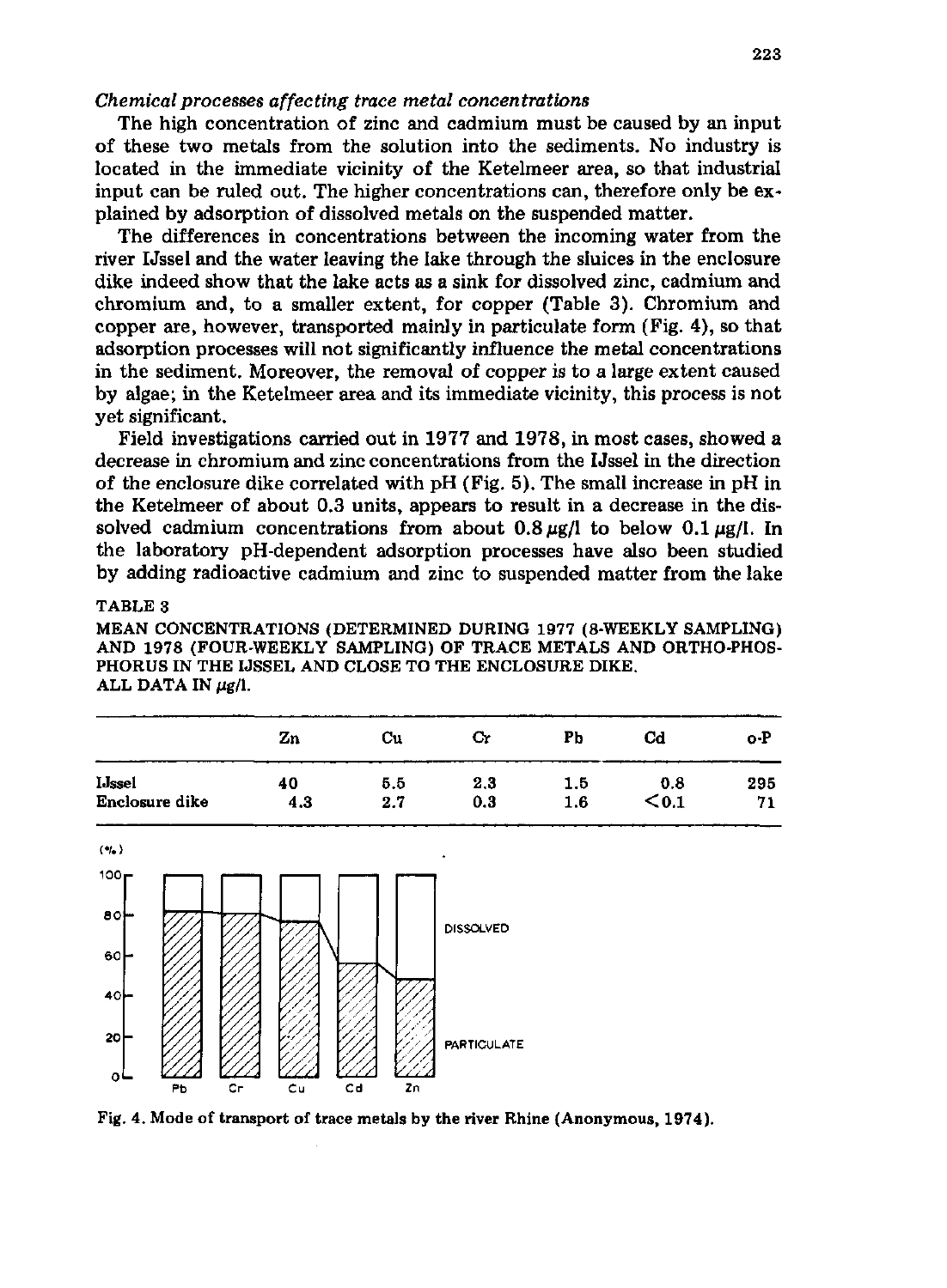### *Chemical processes affecting trace metal concentrations*

The high concentration of zinc and cadmium must be caused by an input of these two metals from the solution into the sediments. No industry is located in the immediate vicinity of the Ketelmeer area, so that industrial input can be ruled out. The higher concentrations can, therefore only be explained by adsorption of dissolved metals on the suspended matter.

The differences in concentrations between the incoming water from the river IJssel and the water leaving the lake through the sluices in the enclosure dike indeed show that the lake acts as a sink for dissolved zinc, cadmium and chromium and, to a smaller extent, for copper (Table 3). Chromium and copper are, however, transported mainly in particulate form (Fig. 4), so that adsorption processes will not significantly influence the metal concentrations in the sediment. Moreover, the removal of copper is to a large extent caused by algae; in the Ketelmeer area and its immediate vicinity, this process is not yet significant.

Field investigations carried out in 1977 and 1978, in most cases, showed a decrease in chromium and zinc concentrations from the IJssel in the direction of the enclosure dike correlated with pH (Fig. 5). The small increase in pH in the Ketelmeer of about 0.3 units, appears to result in a decrease in the dissolved cadmium concentrations from about 0.8 μg/l to below 0.1 μg/l. In the laboratory pH-dependent adsorption processes have also been studied by adding radioactive cadmium and zinc to suspended matter from the lake

TABLE 3

MEAN CONCENTRATIONS (DETERMINED DURING 1977 (8-WEEKLY SAMPLING) AND 1978 (FOUR-WEEKLY SAMPLING) OF TRACE METALS AND ORTHO-PHOSPHORUS IN THE IJSSEL AND CLOSE TO THE ENCLOSURE DIKE. ALL DATA IN μg/l.

| | Zn | Cu | Cr | Pb | Cd | o-P |
|---|---|---|---|---|---|---|
| IJssel | 40 | 5.5 | 2.3 | 1.5 | 0.8 | 295 |
| Enclosure dike | 4.3 | 2.7 | 0.3 | 1.6 | <0.1 | 71 |

Fig. 4. Mode of transport of trace metals by the river Rhine (Anonymous, 1974).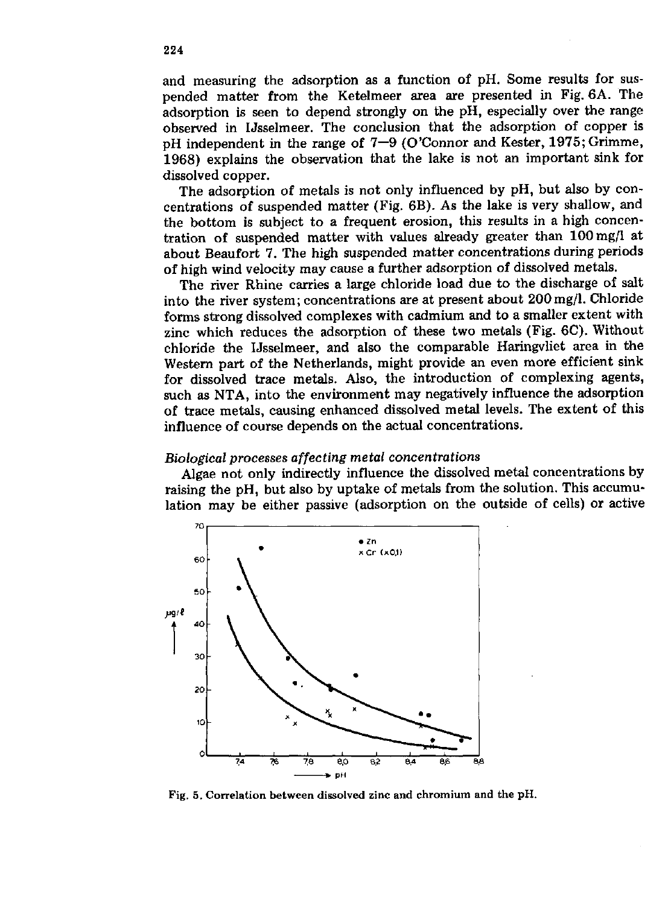and measuring the adsorption as a function of pH. Some results for suspended matter from the Ketelmeer area are presented in Fig. 6A. The adsorption is seen to depend strongly on the pH, especially over the range observed in IJsselmeer. The conclusion that the adsorption of copper is pH independent in the range of 7—9 (O'Connor and Kester, 1975; Grimme, 1968) explains the observation that the lake is not an important sink for dissolved copper.

The adsorption of metals is not only influenced by pH, but also by concentrations of suspended matter (Fig. 6B). As the lake is very shallow, and the bottom is subject to a frequent erosion, this results in a high concentration of suspended matter with values already greater than 100 mg/l at about Beaufort 7. The high suspended matter concentrations during periods of high wind velocity may cause a further adsorption of dissolved metals.

The river Rhine carries a large chloride load due to the discharge of salt into the river system; concentrations are at present about 200 mg/l. Chloride forms strong dissolved complexes with cadmium and to a smaller extent with zinc which reduces the adsorption of these two metals (Fig. 6C). Without chloride the IJsselmeer, and also the comparable Haringvliet area in the Western part of the Netherlands, might provide an even more efficient sink for dissolved trace metals. Also, the introduction of complexing agents, such as NTA, into the environment may negatively influence the adsorption of trace metals, causing enhanced dissolved metal levels. The extent of this influence of course depends on the actual concentrations.

*Biological processes affecting metal concentrations*

Algae not only indirectly influence the dissolved metal concentrations by raising the pH, but also by uptake of metals from the solution. This accumulation may be either passive (adsorption on the outside of cells) or active

Fig. 5. Correlation between dissolved zinc and chromium and the pH.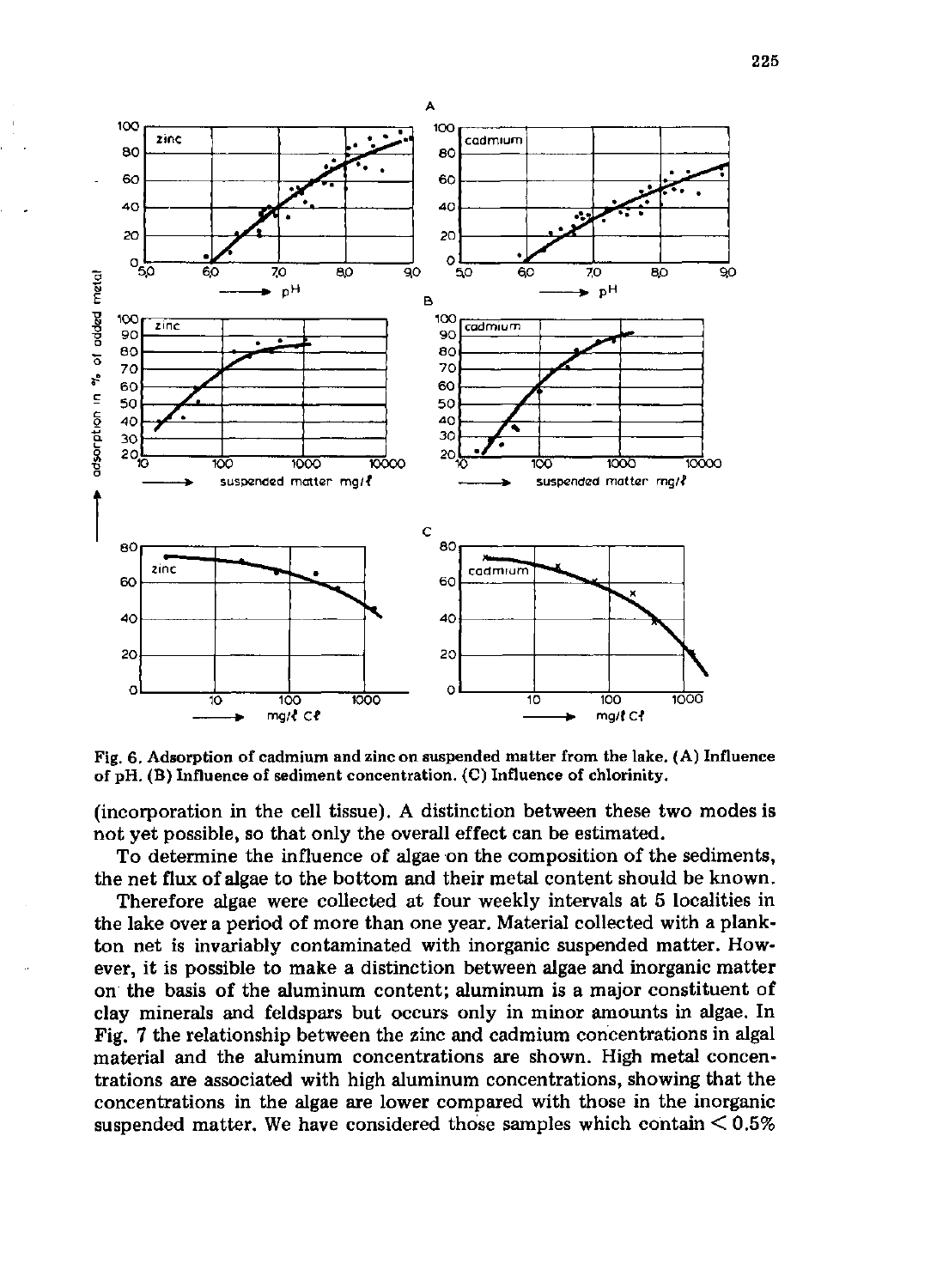Fig. 6. Adsorption of cadmium and zinc on suspended matter from the lake. (A) Influence of pH. (B) Influence of sediment concentration. (C) Influence of chlorinity.

(incorporation in the cell tissue). A distinction between these two modes is not yet possible, so that only the overall effect can be estimated.

To determine the influence of algae on the composition of the sediments, the net flux of algae to the bottom and their metal content should be known.

Therefore algae were collected at four weekly intervals at 5 localities in the lake over a period of more than one year. Material collected with a plankton net is invariably contaminated with inorganic suspended matter. However, it is possible to make a distinction between algae and inorganic matter on the basis of the aluminum content; aluminum is a major constituent of clay minerals and feldspars but occurs only in minor amounts in algae. In Fig. 7 the relationship between the zinc and cadmium concentrations in algal material and the aluminum concentrations are shown. High metal concentrations are associated with high aluminum concentrations, showing that the concentrations in the algae are lower compared with those in the inorganic suspended matter. We have considered those samples which contain < 0.5%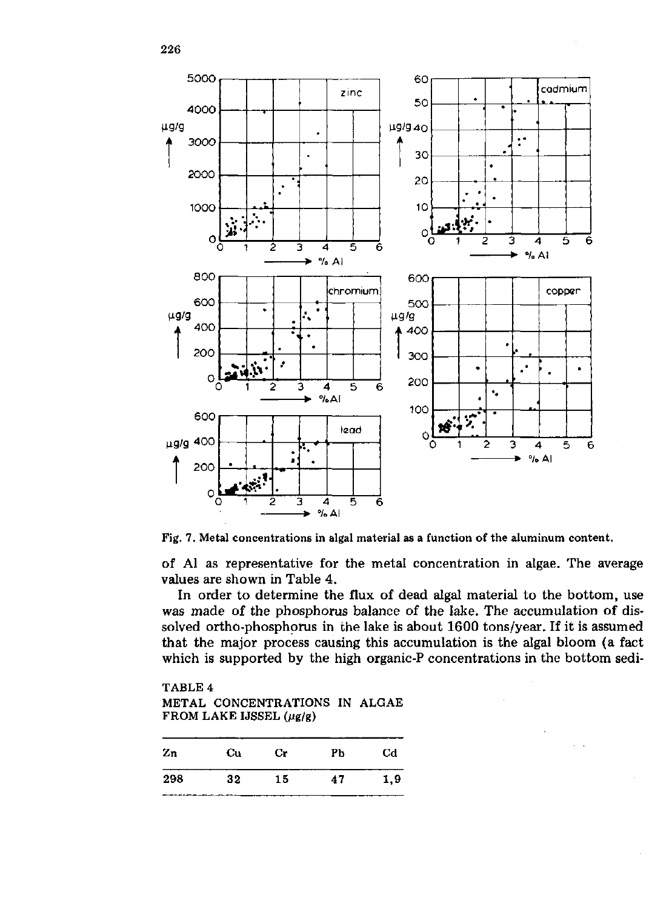Fig. 7. Metal concentrations in algal material as a function of the aluminum content.

of Al as representative for the metal concentration in algae. The average values are shown in Table 4.

In order to determine the flux of dead algal material to the bottom, use was made of the phosphorus balance of the lake. The accumulation of dissolved ortho-phosphorus in the lake is about 1600 tons/year. If it is assumed that the major process causing this accumulation is the algal bloom (a fact which is supported by the high organic-P concentrations in the bottom sedi-

TABLE 4

METAL CONCENTRATIONS IN ALGAE FROM LAKE IJSSEL (μg/g)

| Zn | Cu | Cr | Pb | Cd |
|---|---|---|---|---|
| 298 | 32 | 15 | 47 | 1,9 |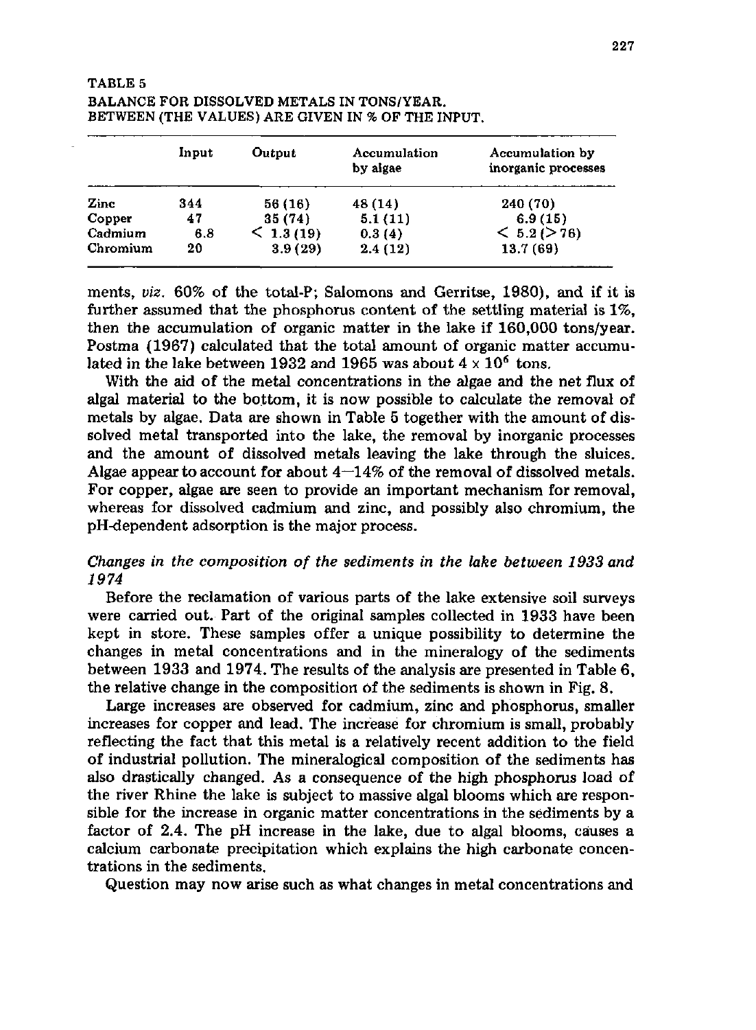TABLE 5
BALANCE FOR DISSOLVED METALS IN TONS/YEAR.
BETWEEN (THE VALUES) ARE GIVEN IN % OF THE INPUT.

| | Input | Output | Accumulation by algae | Accumulation by inorganic processes |
|---|---|---|---|---|
| Zinc | 344 | 56 (16) | 48 (14) | 240 (70) |
| Copper | 47 | 35 (74) | 5.1 (11) | 6.9 (15) |
| Cadmium | 6.8 | < 1.3 (19) | 0.3 (4) | < 5.2 (> 76) |
| Chromium | 20 | 3.9 (29) | 2.4 (12) | 13.7 (69) |

ments, *viz.* 60% of the total-P; Salomons and Gerritse, 1980), and if it is further assumed that the phosphorus content of the settling material is 1%, then the accumulation of organic matter in the lake if 160,000 tons/year. Postma (1967) calculated that the total amount of organic matter accumulated in the lake between 1932 and 1965 was about $4 \times 10^6$ tons.

With the aid of the metal concentrations in the algae and the net flux of algal material to the bottom, it is now possible to calculate the removal of metals by algae. Data are shown in Table 5 together with the amount of dissolved metal transported into the lake, the removal by inorganic processes and the amount of dissolved metals leaving the lake through the sluices. Algae appear to account for about 4—14% of the removal of dissolved metals. For copper, algae are seen to provide an important mechanism for removal, whereas for dissolved cadmium and zinc, and possibly also chromium, the pH-dependent adsorption is the major process.

*Changes in the composition of the sediments in the lake between 1933 and 1974*

Before the reclamation of various parts of the lake extensive soil surveys were carried out. Part of the original samples collected in 1933 have been kept in store. These samples offer a unique possibility to determine the changes in metal concentrations and in the mineralogy of the sediments between 1933 and 1974. The results of the analysis are presented in Table 6, the relative change in the composition of the sediments is shown in Fig. 8.

Large increases are observed for cadmium, zinc and phosphorus, smaller increases for copper and lead. The increase for chromium is small, probably reflecting the fact that this metal is a relatively recent addition to the field of industrial pollution. The mineralogical composition of the sediments has also drastically changed. As a consequence of the high phosphorus load of the river Rhine the lake is subject to massive algal blooms which are responsible for the increase in organic matter concentrations in the sediments by a factor of 2.4. The pH increase in the lake, due to algal blooms, causes a calcium carbonate precipitation which explains the high carbonate concentrations in the sediments.

Question may now arise such as what changes in metal concentrations and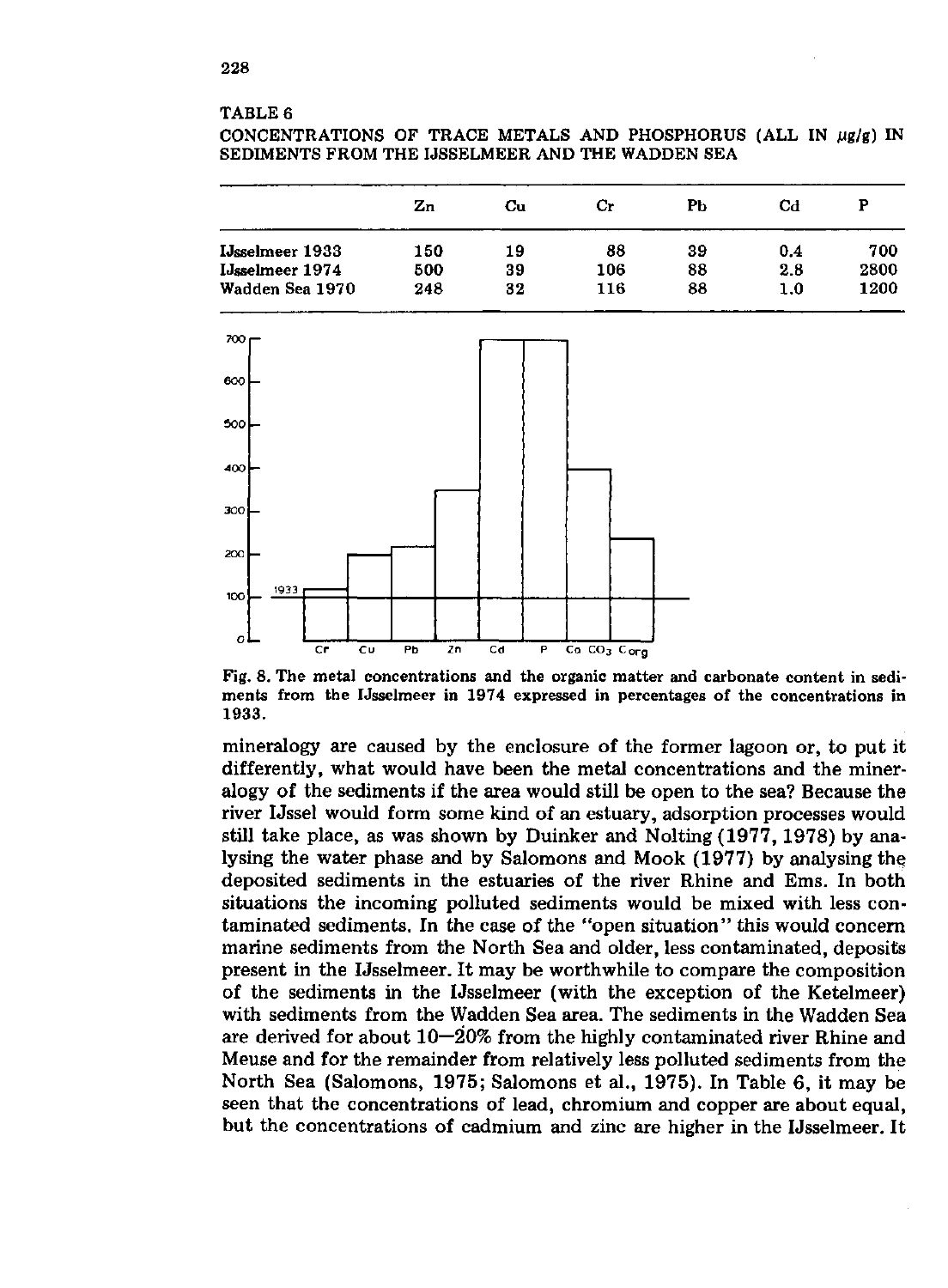TABLE 6

CONCENTRATIONS OF TRACE METALS AND PHOSPHORUS (ALL IN $\mu g/g$) IN SEDIMENTS FROM THE IJSSELMEER AND THE WADDEN SEA

| | Zn | Cu | Cr | Pb | Cd | P |
|---|---|---|---|---|---|---|
| IJsselmeer 1933 | 150 | 19 | 88 | 39 | 0.4 | 700 |
| IJsselmeer 1974 | 500 | 39 | 106 | 88 | 2.8 | 2800 |
| Wadden Sea 1970 | 248 | 32 | 116 | 88 | 1.0 | 1200 |

Fig. 8. The metal concentrations and the organic matter and carbonate content in sediments from the IJsselmeer in 1974 expressed in percentages of the concentrations in 1933.

mineralogy are caused by the enclosure of the former lagoon or, to put it differently, what would have been the metal concentrations and the mineralogy of the sediments if the area would still be open to the sea? Because the river IJssel would form some kind of an estuary, adsorption processes would still take place, as was shown by Duinker and Nolting (1977, 1978) by analysing the water phase and by Salomons and Mook (1977) by analysing the deposited sediments in the estuaries of the river Rhine and Ems. In both situations the incoming polluted sediments would be mixed with less contaminated sediments. In the case of the "open situation" this would concern marine sediments from the North Sea and older, less contaminated, deposits present in the IJsselmeer. It may be worthwhile to compare the composition of the sediments in the IJsselmeer (with the exception of the Ketelmeer) with sediments from the Wadden Sea area. The sediments in the Wadden Sea are derived for about 10—20% from the highly contaminated river Rhine and Meuse and for the remainder from relatively less polluted sediments from the North Sea (Salomons, 1975; Salomons et al., 1975). In Table 6, it may be seen that the concentrations of lead, chromium and copper are about equal, but the concentrations of cadmium and zinc are higher in the IJsselmeer. It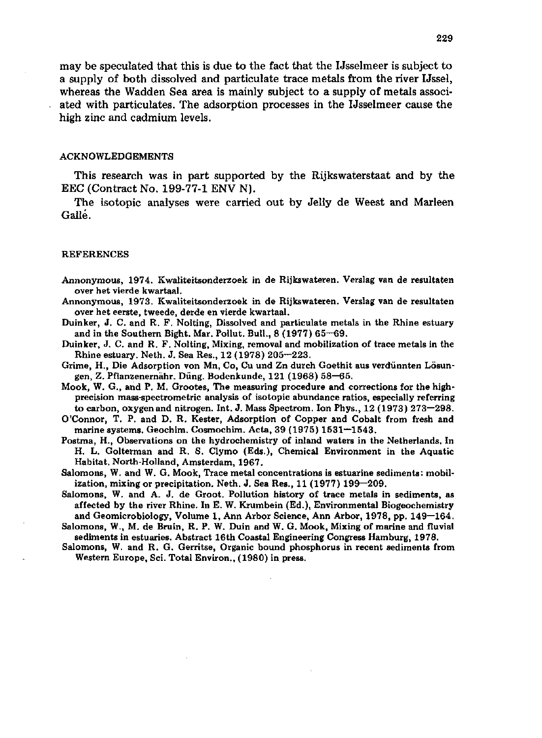may be speculated that this is due to the fact that the IJsselmeer is subject to a supply of both dissolved and particulate trace metals from the river IJssel, whereas the Wadden Sea area is mainly subject to a supply of metals associated with particulates. The adsorption processes in the IJsselmeer cause the high zinc and cadmium levels.

## ACKNOWLEDGEMENTS

This research was in part supported by the Rijkswaterstaat and by the EEC (Contract No. 199-77-1 ENV N).

The isotopic analyses were carried out by Jelly de Weest and Marleen Gallé.

## REFERENCES

Annonymous, 1974. Kwaliteitsonderzoek in de Rijkswateren. Verslag van de resultaten over het vierde kwartaal.

Annonymous, 1973. Kwaliteitsonderzoek in de Rijkswateren. Verslag van de resultaten over het eerste, tweede, derde en vierde kwartaal.

Duinker, J. C. and R. F. Nolting, Dissolved and particulate metals in the Rhine estuary and in the Southern Bight. Mar. Pollut. Bull., 8 (1977) 65—69.

Duinker, J. C. and R. F. Nolting, Mixing, removal and mobilization of trace metals in the Rhine estuary. Neth. J. Sea Res., 12 (1978) 205—223.

Grime, H., Die Adsorption von Mn, Co, Cu und Zn durch Goethit aus verdünnten Lösungen, Z. Pflanzenernähr. Düng. Bodenkunde, 121 (1968) 58—65.

Mook, W. G., and P. M. Grootes, The measuring procedure and corrections for the high-precision mass-spectrometric analysis of isotopic abundance ratios, especially referring to carbon, oxygen and nitrogen. Int. J. Mass Spectrom. Ion Phys., 12 (1973) 273—298.

O'Connor, T. P. and D. R. Kester, Adsorption of Copper and Cobalt from fresh and marine systems. Geochim. Cosmochim. Acta, 39 (1975) 1531—1543.

Postma, H., Observations on the hydrochemistry of inland waters in the Netherlands. In H. L. Golterman and R. S. Clymo (Eds.), Chemical Environment in the Aquatic Habitat. North-Holland, Amsterdam, 1967.

Salomons, W. and W. G. Mook, Trace metal concentrations is estuarine sediments: mobilization, mixing or precipitation. Neth. J. Sea Res., 11 (1977) 199—209.

Salomons, W. and A. J. de Groot. Pollution history of trace metals in sediments, as affected by the river Rhine. In E. W. Krumbein (Ed.), Environmental Biogeochemistry and Geomicrobiology, Volume 1, Ann Arbor Science, Ann Arbor, 1978, pp. 149—164.

Salomons, W., M. de Bruin, R. P. W. Duin and W. G. Mook, Mixing of marine and fluvial sediments in estuaries. Abstract 16th Coastal Engineering Congress Hamburg, 1978.

Salomons, W. and R. G. Gerritse, Organic bound phosphorus in recent sediments from Western Europe, Sci. Total Environ., (1980) in press.